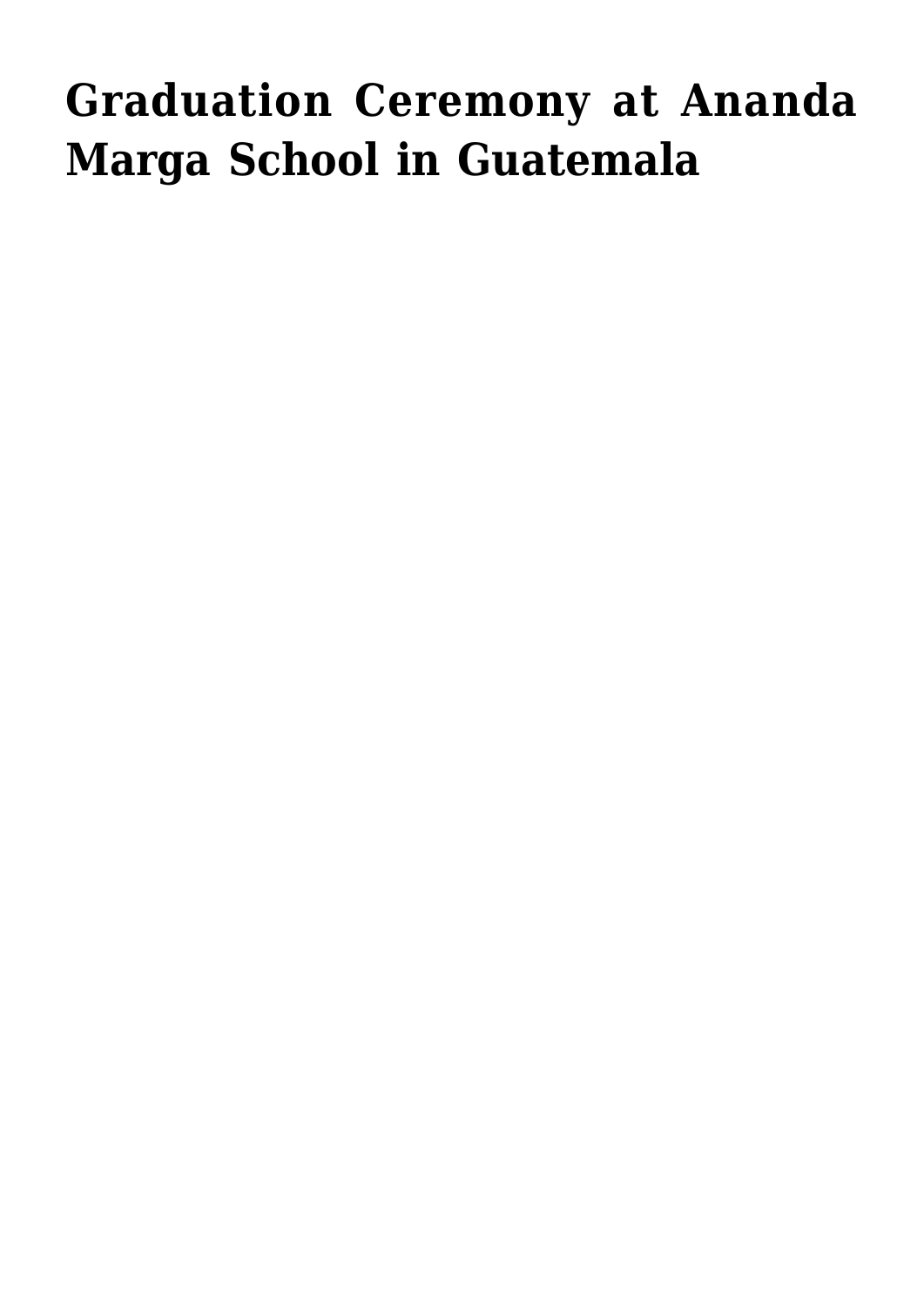# Graduation Ceremony at Ananda Marga School in Guatemala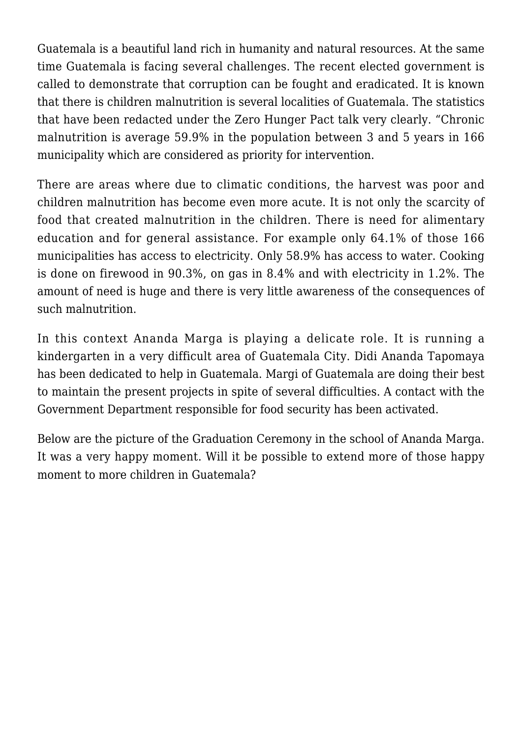Guatemala is a beautiful land rich in humanity and natural resources. At the same time Guatemala is facing several challenges. The recent elected government is called to demonstrate that corruption can be fought and eradicated. It is known that there is children malnutrition is several localities of Guatemala. The statistics that have been redacted under the Zero Hunger Pact talk very clearly. "Chronic malnutrition is average 59.9% in the population between 3 and 5 years in 166 municipality which are considered as priority for intervention.

There are areas where due to climatic conditions, the harvest was poor and children malnutrition has become even more acute. It is not only the scarcity of food that created malnutrition in the children. There is need for alimentary education and for general assistance. For example only 64.1% of those 166 municipalities has access to electricity. Only 58.9% has access to water. Cooking is done on firewood in 90.3%, on gas in 8.4% and with electricity in 1.2%. The amount of need is huge and there is very little awareness of the consequences of such malnutrition.

In this context Ananda Marga is playing a delicate role. It is running a kindergarten in a very difficult area of Guatemala City. Didi Ananda Tapomaya has been dedicated to help in Guatemala. Margi of Guatemala are doing their best to maintain the present projects in spite of several difficulties. A contact with the Government Department responsible for food security has been activated.

Below are the picture of the Graduation Ceremony in the school of Ananda Marga. It was a very happy moment. Will it be possible to extend more of those happy moment to more children in Guatemala?